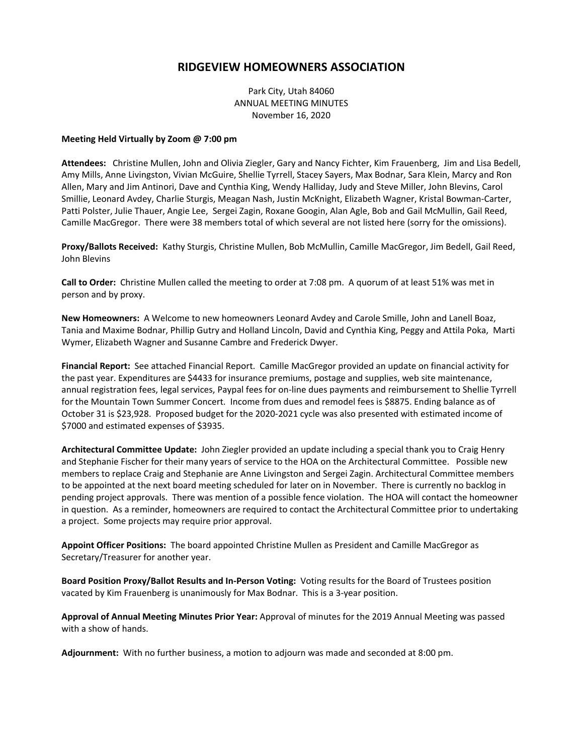# RIDGEVIEW HOMEOWNERS ASSOCIATION

Park City, Utah 84060
ANNUAL MEETING MINUTES
November 16, 2020

**Meeting Held Virtually by Zoom @ 7:00 pm**

**Attendees:** Christine Mullen, John and Olivia Ziegler, Gary and Nancy Fichter, Kim Frauenberg, Jim and Lisa Bedell, Amy Mills, Anne Livingston, Vivian McGuire, Shellie Tyrrell, Stacey Sayers, Max Bodnar, Sara Klein, Marcy and Ron Allen, Mary and Jim Antinori, Dave and Cynthia King, Wendy Halliday, Judy and Steve Miller, John Blevins, Carol Smillie, Leonard Avdey, Charlie Sturgis, Meagan Nash, Justin McKnight, Elizabeth Wagner, Kristal Bowman-Carter, Patti Polster, Julie Thauer, Angie Lee, Sergei Zagin, Roxane Googin, Alan Agle, Bob and Gail McMullin, Gail Reed, Camille MacGregor. There were 38 members total of which several are not listed here (sorry for the omissions).

**Proxy/Ballots Received:** Kathy Sturgis, Christine Mullen, Bob McMullin, Camille MacGregor, Jim Bedell, Gail Reed, John Blevins

**Call to Order:** Christine Mullen called the meeting to order at 7:08 pm. A quorum of at least 51% was met in person and by proxy.

**New Homeowners:** A Welcome to new homeowners Leonard Avdey and Carole Smille, John and Lanell Boaz, Tania and Maxime Bodnar, Phillip Gutry and Holland Lincoln, David and Cynthia King, Peggy and Attila Poka, Marti Wymer, Elizabeth Wagner and Susanne Cambre and Frederick Dwyer.

**Financial Report:** See attached Financial Report. Camille MacGregor provided an update on financial activity for the past year. Expenditures are $4433 for insurance premiums, postage and supplies, web site maintenance, annual registration fees, legal services, Paypal fees for on-line dues payments and reimbursement to Shellie Tyrrell for the Mountain Town Summer Concert. Income from dues and remodel fees is $8875. Ending balance as of October 31 is $23,928. Proposed budget for the 2020-2021 cycle was also presented with estimated income of $7000 and estimated expenses of $3935.

**Architectural Committee Update:** John Ziegler provided an update including a special thank you to Craig Henry and Stephanie Fischer for their many years of service to the HOA on the Architectural Committee. Possible new members to replace Craig and Stephanie are Anne Livingston and Sergei Zagin. Architectural Committee members to be appointed at the next board meeting scheduled for later on in November. There is currently no backlog in pending project approvals. There was mention of a possible fence violation. The HOA will contact the homeowner in question. As a reminder, homeowners are required to contact the Architectural Committee prior to undertaking a project. Some projects may require prior approval.

**Appoint Officer Positions:** The board appointed Christine Mullen as President and Camille MacGregor as Secretary/Treasurer for another year.

**Board Position Proxy/Ballot Results and In-Person Voting:** Voting results for the Board of Trustees position vacated by Kim Frauenberg is unanimously for Max Bodnar. This is a 3-year position.

**Approval of Annual Meeting Minutes Prior Year:** Approval of minutes for the 2019 Annual Meeting was passed with a show of hands.

**Adjournment:** With no further business, a motion to adjourn was made and seconded at 8:00 pm.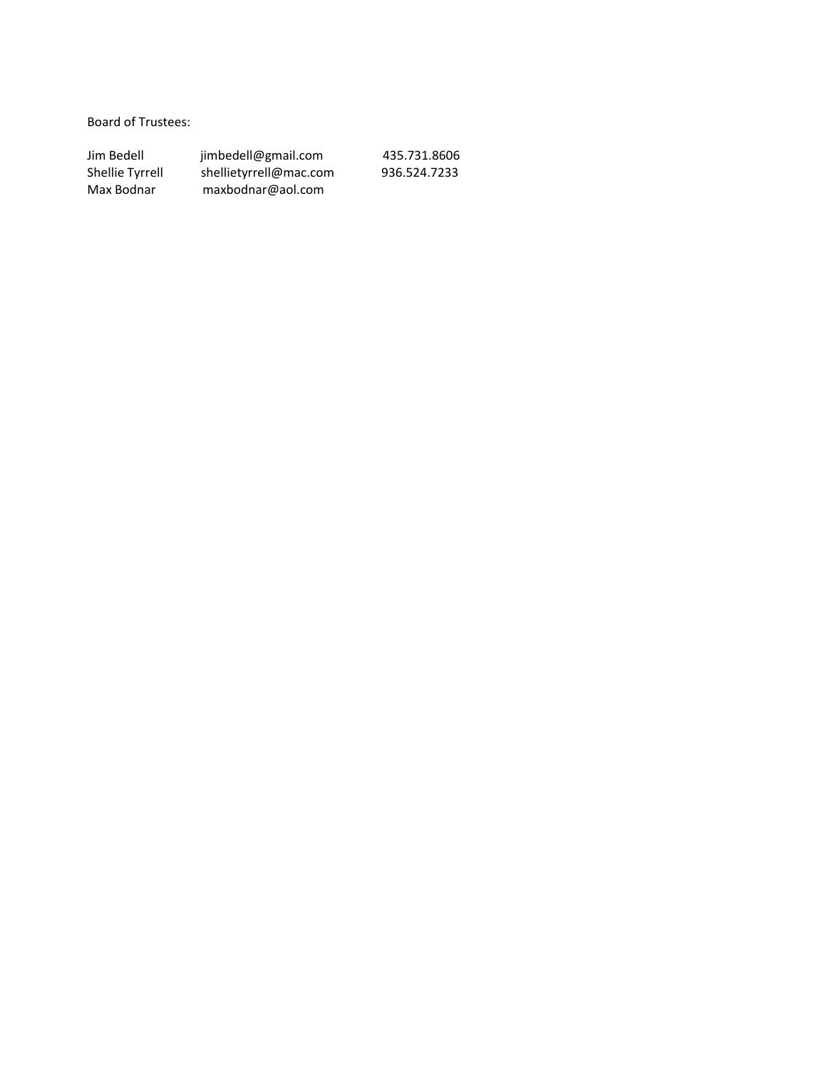Board of Trustees:

| | | |
|---|---|---|
| Jim Bedell | jimbedell@gmail.com | 435.731.8606 |
| Shellie Tyrrell | shellietyrrell@mac.com | 936.524.7233 |
| Max Bodnar | maxbodnar@aol.com | |